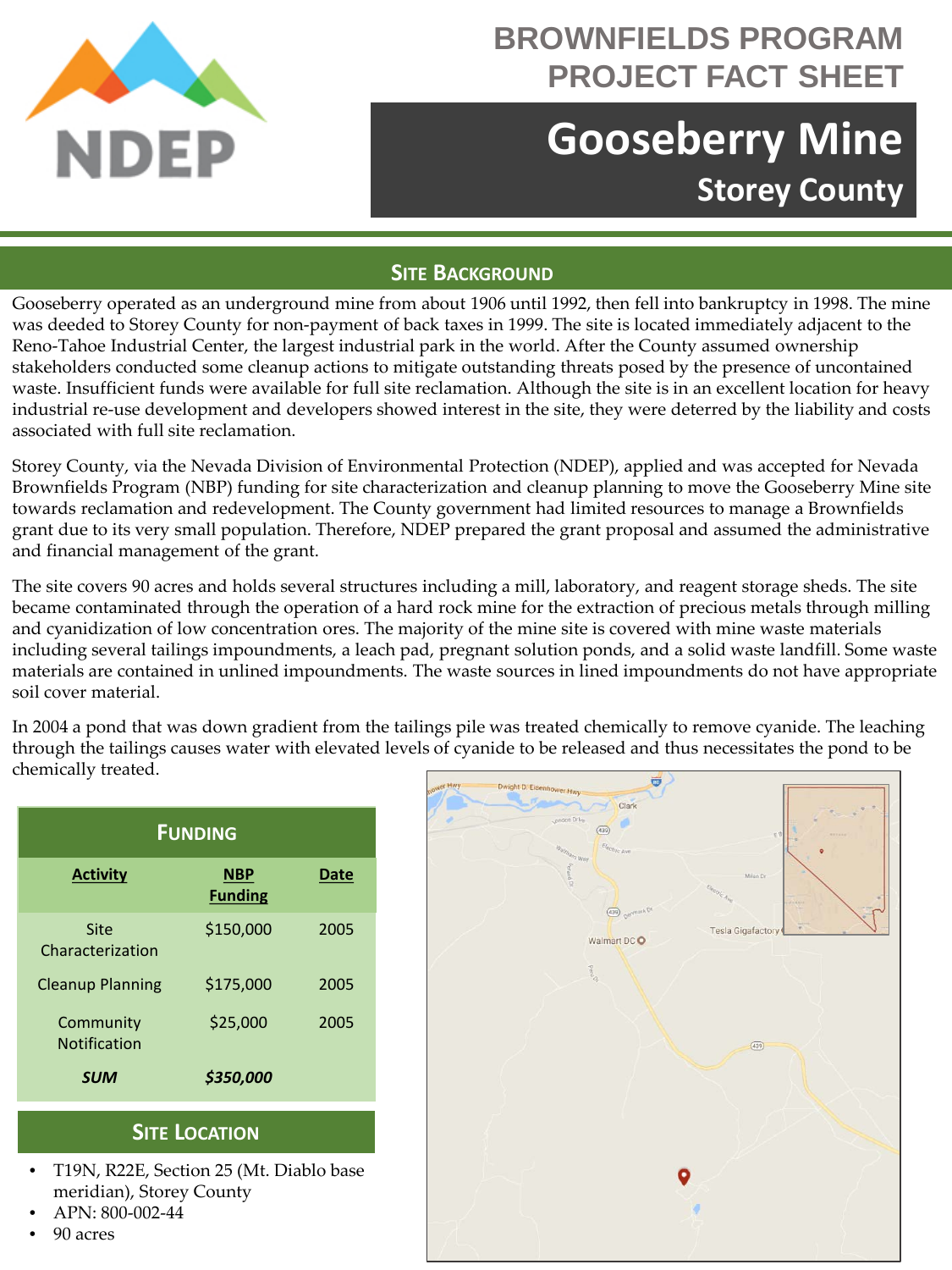# BROWNFIELDS PROGRAM PROJECT FACT SHEET

# Gooseberry Mine

## Storey County

## Site Background

Gooseberry operated as an underground mine from about 1906 until 1992, then fell into bankruptcy in 1998. The mine was deeded to Storey County for non-payment of back taxes in 1999. The site is located immediately adjacent to the Reno-Tahoe Industrial Center, the largest industrial park in the world. After the County assumed ownership stakeholders conducted some cleanup actions to mitigate outstanding threats posed by the presence of uncontained waste. Insufficient funds were available for full site reclamation. Although the site is in an excellent location for heavy industrial re-use development and developers showed interest in the site, they were deterred by the liability and costs associated with full site reclamation.

Storey County, via the Nevada Division of Environmental Protection (NDEP), applied and was accepted for Nevada Brownfields Program (NBP) funding for site characterization and cleanup planning to move the Gooseberry Mine site towards reclamation and redevelopment. The County government had limited resources to manage a Brownfields grant due to its very small population. Therefore, NDEP prepared the grant proposal and assumed the administrative and financial management of the grant.

The site covers 90 acres and holds several structures including a mill, laboratory, and reagent storage sheds. The site became contaminated through the operation of a hard rock mine for the extraction of precious metals through milling and cyanidization of low concentration ores. The majority of the mine site is covered with mine waste materials including several tailings impoundments, a leach pad, pregnant solution ponds, and a solid waste landfill. Some waste materials are contained in unlined impoundments. The waste sources in lined impoundments do not have appropriate soil cover material.

In 2004 a pond that was down gradient from the tailings pile was treated chemically to remove cyanide. The leaching through the tailings causes water with elevated levels of cyanide to be released and thus necessitates the pond to be chemically treated.

## Funding

| Activity | NBP Funding | Date |
|---|---|---|
| Site Characterization | $150,000 | 2005 |
| Cleanup Planning | $175,000 | 2005 |
| Community Notification | $25,000 | 2005 |
| ***SUM*** | ***$350,000*** | |

## Site Location

- T19N, R22E, Section 25 (Mt. Diablo base meridian), Storey County
- APN: 800-002-44
- 90 acres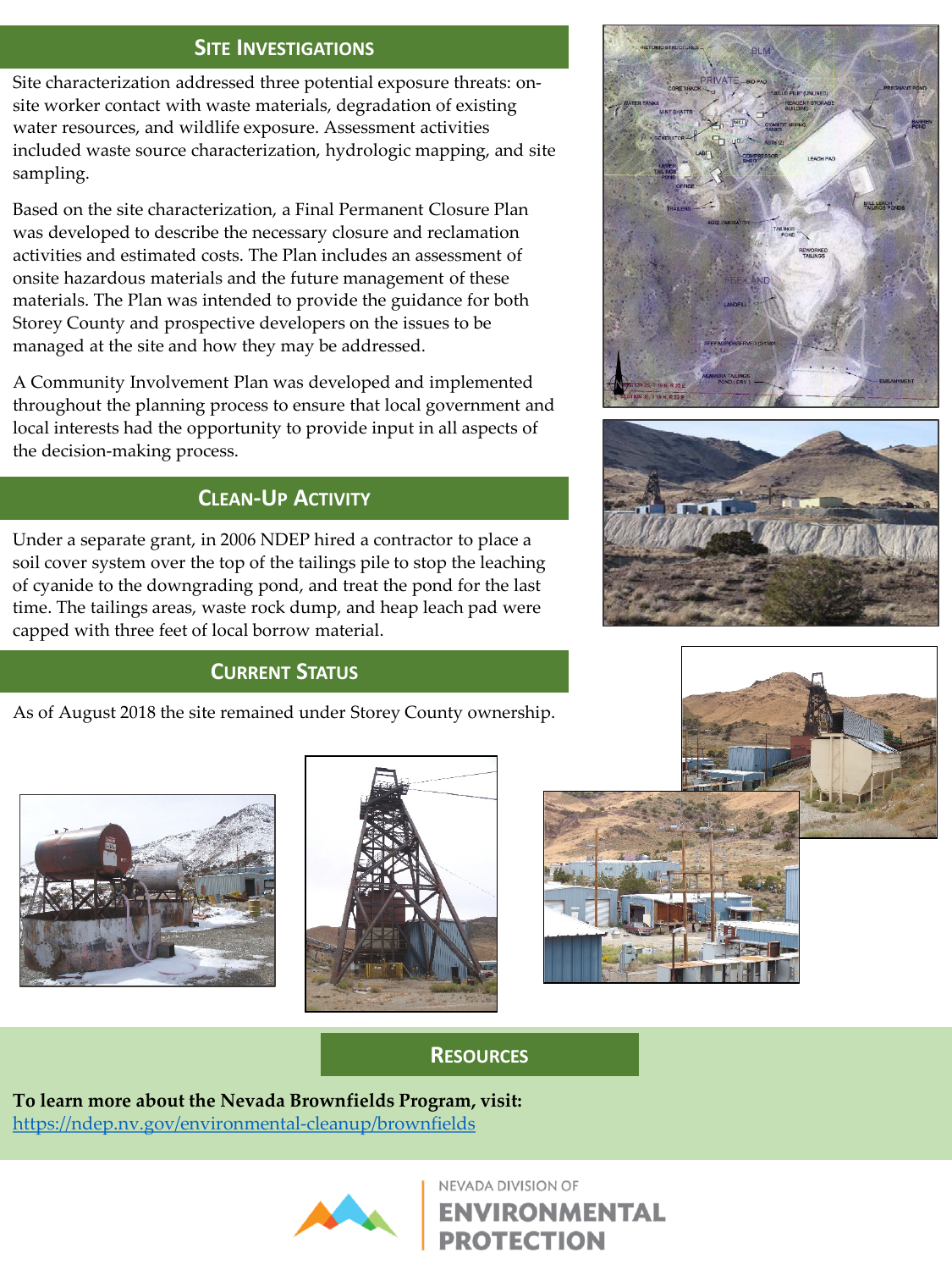## Site Investigations

Site characterization addressed three potential exposure threats: on-site worker contact with waste materials, degradation of existing water resources, and wildlife exposure. Assessment activities included waste source characterization, hydrologic mapping, and site sampling.

Based on the site characterization, a Final Permanent Closure Plan was developed to describe the necessary closure and reclamation activities and estimated costs. The Plan includes an assessment of onsite hazardous materials and the future management of these materials. The Plan was intended to provide the guidance for both Storey County and prospective developers on the issues to be managed at the site and how they may be addressed.

A Community Involvement Plan was developed and implemented throughout the planning process to ensure that local government and local interests had the opportunity to provide input in all aspects of the decision-making process.

## Clean-Up Activity

Under a separate grant, in 2006 NDEP hired a contractor to place a soil cover system over the top of the tailings pile to stop the leaching of cyanide to the downgrading pond, and treat the pond for the last time. The tailings areas, waste rock dump, and heap leach pad were capped with three feet of local borrow material.

## Current Status

As of August 2018 the site remained under Storey County ownership.

## Resources

**To learn more about the Nevada Brownfields Program, visit:**
https://ndep.nv.gov/environmental-cleanup/brownfields

NEVADA DIVISION OF ENVIRONMENTAL PROTECTION